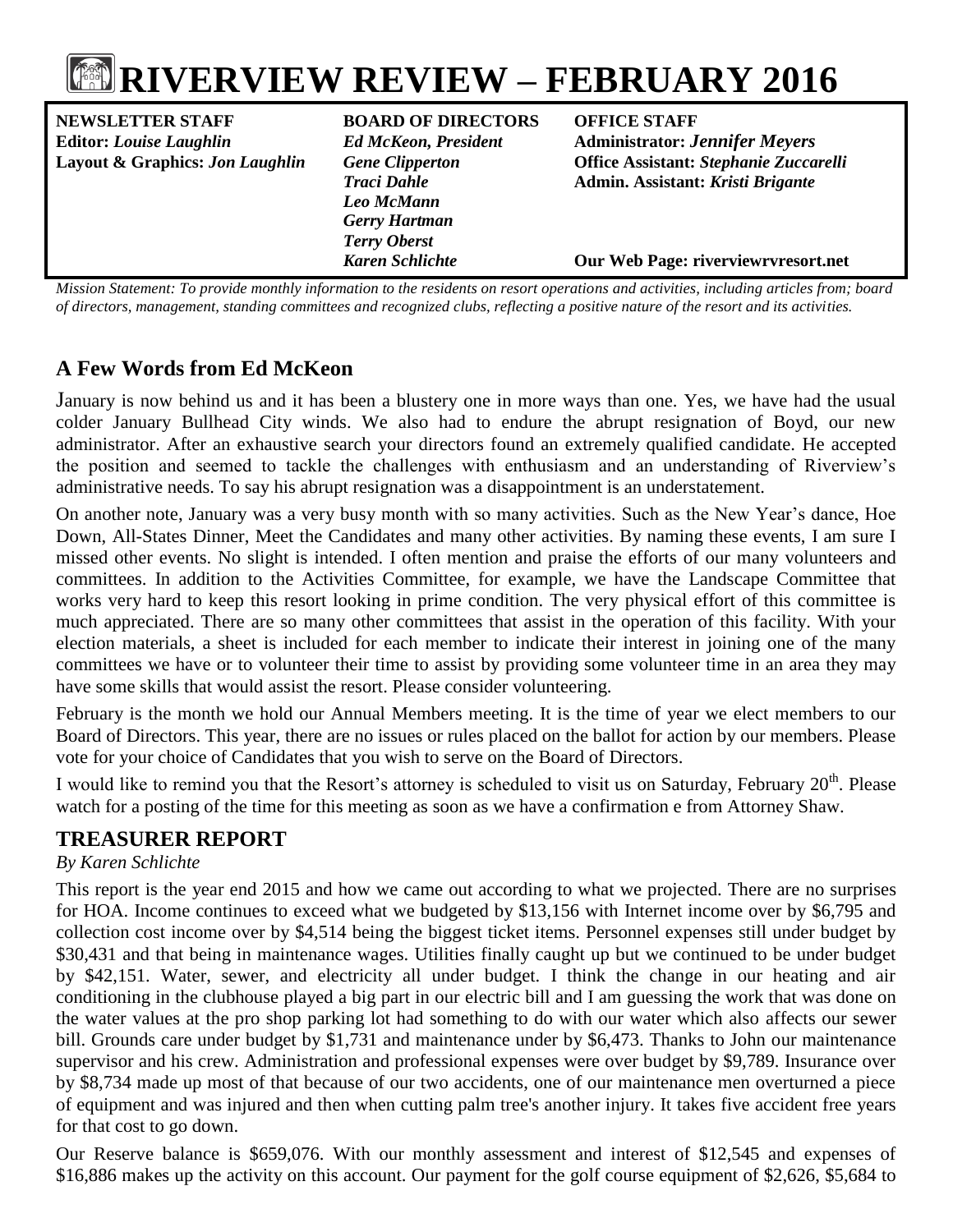# RIVERVIEW REVIEW – FEBRUARY 2016

| NEWSLETTER STAFF | BOARD OF DIRECTORS | OFFICE STAFF |
|---|---|---|
| Editor: *Louise Laughlin* | *Ed McKeon, President* | Administrator: *Jennifer Meyers* |
| Layout & Graphics: *Jon Laughlin* | *Gene Clipperton* | Office Assistant: *Stephanie Zuccarelli* |
| | *Traci Dahle* | Admin. Assistant: *Kristi Brigante* |
| | *Leo McMann* | |
| | *Gerry Hartman* | |
| | *Terry Oberst* | |
| | *Karen Schlichte* | Our Web Page: riverviewrvresort.net |

*Mission Statement: To provide monthly information to the residents on resort operations and activities, including articles from; board of directors, management, standing committees and recognized clubs, reflecting a positive nature of the resort and its activities.*

## A Few Words from Ed McKeon

January is now behind us and it has been a blustery one in more ways than one. Yes, we have had the usual colder January Bullhead City winds. We also had to endure the abrupt resignation of Boyd, our new administrator. After an exhaustive search your directors found an extremely qualified candidate. He accepted the position and seemed to tackle the challenges with enthusiasm and an understanding of Riverview's administrative needs. To say his abrupt resignation was a disappointment is an understatement.

On another note, January was a very busy month with so many activities. Such as the New Year's dance, Hoe Down, All-States Dinner, Meet the Candidates and many other activities. By naming these events, I am sure I missed other events. No slight is intended. I often mention and praise the efforts of our many volunteers and committees. In addition to the Activities Committee, for example, we have the Landscape Committee that works very hard to keep this resort looking in prime condition. The very physical effort of this committee is much appreciated. There are so many other committees that assist in the operation of this facility. With your election materials, a sheet is included for each member to indicate their interest in joining one of the many committees we have or to volunteer their time to assist by providing some volunteer time in an area they may have some skills that would assist the resort. Please consider volunteering.

February is the month we hold our Annual Members meeting. It is the time of year we elect members to our Board of Directors. This year, there are no issues or rules placed on the ballot for action by our members. Please vote for your choice of Candidates that you wish to serve on the Board of Directors.

I would like to remind you that the Resort's attorney is scheduled to visit us on Saturday, February 20th. Please watch for a posting of the time for this meeting as soon as we have a confirmation e from Attorney Shaw.

## TREASURER REPORT

*By Karen Schlichte*

This report is the year end 2015 and how we came out according to what we projected. There are no surprises for HOA. Income continues to exceed what we budgeted by $13,156 with Internet income over by $6,795 and collection cost income over by $4,514 being the biggest ticket items. Personnel expenses still under budget by $30,431 and that being in maintenance wages. Utilities finally caught up but we continued to be under budget by $42,151. Water, sewer, and electricity all under budget. I think the change in our heating and air conditioning in the clubhouse played a big part in our electric bill and I am guessing the work that was done on the water values at the pro shop parking lot had something to do with our water which also affects our sewer bill. Grounds care under budget by $1,731 and maintenance under by $6,473. Thanks to John our maintenance supervisor and his crew. Administration and professional expenses were over budget by $9,789. Insurance over by $8,734 made up most of that because of our two accidents, one of our maintenance men overturned a piece of equipment and was injured and then when cutting palm tree's another injury. It takes five accident free years for that cost to go down.

Our Reserve balance is $659,076. With our monthly assessment and interest of $12,545 and expenses of $16,886 makes up the activity on this account. Our payment for the golf course equipment of $2,626, $5,684 to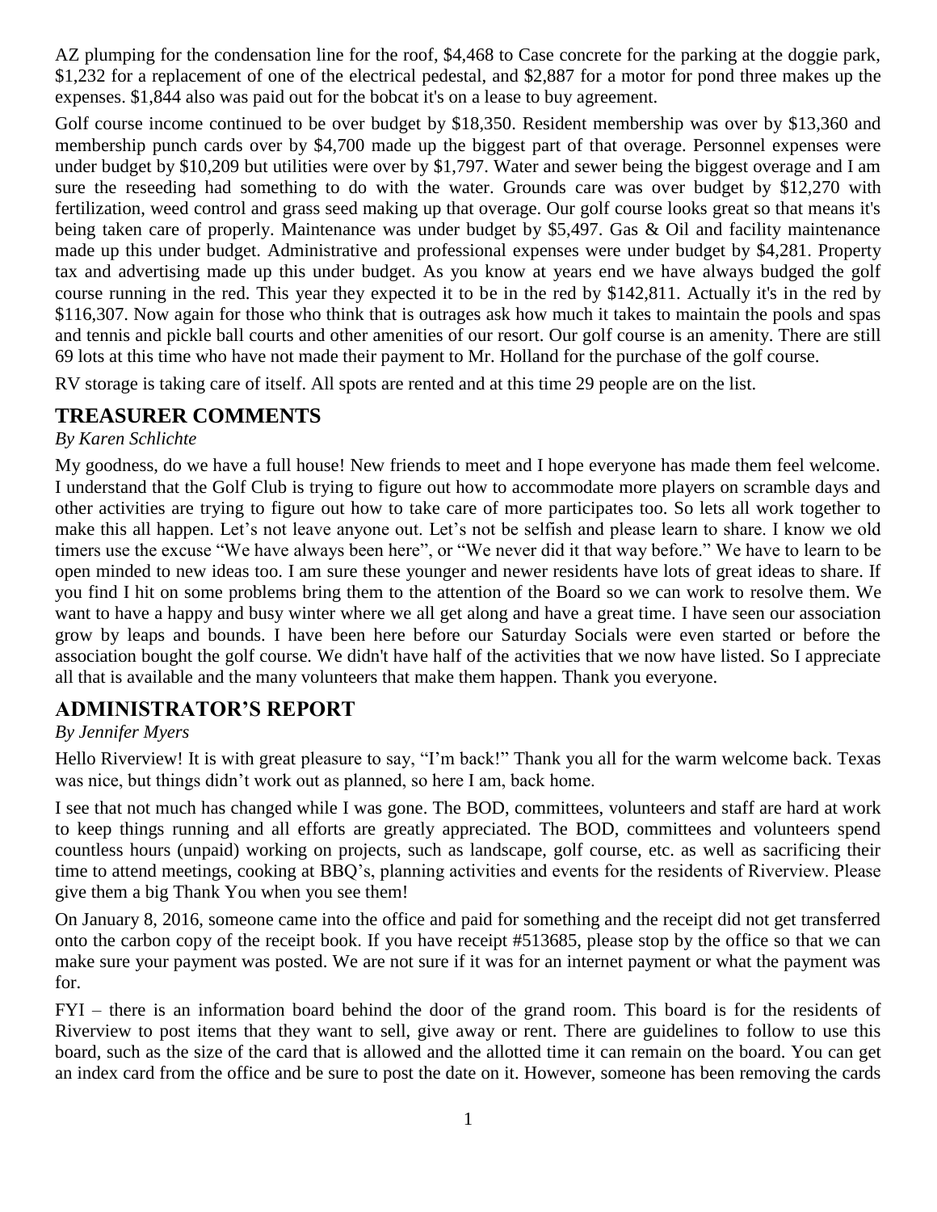AZ plumping for the condensation line for the roof, $4,468 to Case concrete for the parking at the doggie park, $1,232 for a replacement of one of the electrical pedestal, and $2,887 for a motor for pond three makes up the expenses. $1,844 also was paid out for the bobcat it's on a lease to buy agreement.

Golf course income continued to be over budget by $18,350. Resident membership was over by $13,360 and membership punch cards over by $4,700 made up the biggest part of that overage. Personnel expenses were under budget by $10,209 but utilities were over by $1,797. Water and sewer being the biggest overage and I am sure the reseeding had something to do with the water. Grounds care was over budget by $12,270 with fertilization, weed control and grass seed making up that overage. Our golf course looks great so that means it's being taken care of properly. Maintenance was under budget by $5,497. Gas & Oil and facility maintenance made up this under budget. Administrative and professional expenses were under budget by $4,281. Property tax and advertising made up this under budget. As you know at years end we have always budged the golf course running in the red. This year they expected it to be in the red by $142,811. Actually it's in the red by $116,307. Now again for those who think that is outrages ask how much it takes to maintain the pools and spas and tennis and pickle ball courts and other amenities of our resort. Our golf course is an amenity. There are still 69 lots at this time who have not made their payment to Mr. Holland for the purchase of the golf course.

RV storage is taking care of itself. All spots are rented and at this time 29 people are on the list.

## TREASURER COMMENTS

*By Karen Schlichte*

My goodness, do we have a full house! New friends to meet and I hope everyone has made them feel welcome. I understand that the Golf Club is trying to figure out how to accommodate more players on scramble days and other activities are trying to figure out how to take care of more participates too. So lets all work together to make this all happen. Let's not leave anyone out. Let's not be selfish and please learn to share. I know we old timers use the excuse "We have always been here", or "We never did it that way before." We have to learn to be open minded to new ideas too. I am sure these younger and newer residents have lots of great ideas to share. If you find I hit on some problems bring them to the attention of the Board so we can work to resolve them. We want to have a happy and busy winter where we all get along and have a great time. I have seen our association grow by leaps and bounds. I have been here before our Saturday Socials were even started or before the association bought the golf course. We didn't have half of the activities that we now have listed. So I appreciate all that is available and the many volunteers that make them happen. Thank you everyone.

## ADMINISTRATOR'S REPORT

*By Jennifer Myers*

Hello Riverview! It is with great pleasure to say, "I'm back!" Thank you all for the warm welcome back. Texas was nice, but things didn't work out as planned, so here I am, back home.

I see that not much has changed while I was gone. The BOD, committees, volunteers and staff are hard at work to keep things running and all efforts are greatly appreciated. The BOD, committees and volunteers spend countless hours (unpaid) working on projects, such as landscape, golf course, etc. as well as sacrificing their time to attend meetings, cooking at BBQ's, planning activities and events for the residents of Riverview. Please give them a big Thank You when you see them!

On January 8, 2016, someone came into the office and paid for something and the receipt did not get transferred onto the carbon copy of the receipt book. If you have receipt #513685, please stop by the office so that we can make sure your payment was posted. We are not sure if it was for an internet payment or what the payment was for.

FYI – there is an information board behind the door of the grand room. This board is for the residents of Riverview to post items that they want to sell, give away or rent. There are guidelines to follow to use this board, such as the size of the card that is allowed and the allotted time it can remain on the board. You can get an index card from the office and be sure to post the date on it. However, someone has been removing the cards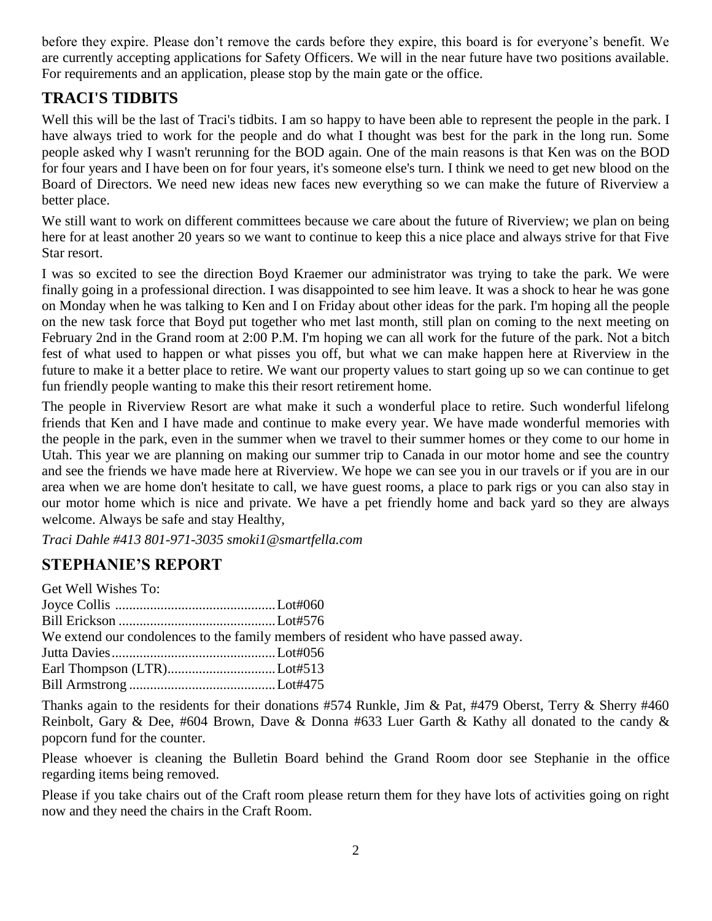before they expire. Please don't remove the cards before they expire, this board is for everyone's benefit. We are currently accepting applications for Safety Officers. We will in the near future have two positions available. For requirements and an application, please stop by the main gate or the office.

## TRACI'S TIDBITS

Well this will be the last of Traci's tidbits. I am so happy to have been able to represent the people in the park. I have always tried to work for the people and do what I thought was best for the park in the long run. Some people asked why I wasn't rerunning for the BOD again. One of the main reasons is that Ken was on the BOD for four years and I have been on for four years, it's someone else's turn. I think we need to get new blood on the Board of Directors. We need new ideas new faces new everything so we can make the future of Riverview a better place.

We still want to work on different committees because we care about the future of Riverview; we plan on being here for at least another 20 years so we want to continue to keep this a nice place and always strive for that Five Star resort.

I was so excited to see the direction Boyd Kraemer our administrator was trying to take the park. We were finally going in a professional direction. I was disappointed to see him leave. It was a shock to hear he was gone on Monday when he was talking to Ken and I on Friday about other ideas for the park. I'm hoping all the people on the new task force that Boyd put together who met last month, still plan on coming to the next meeting on February 2nd in the Grand room at 2:00 P.M. I'm hoping we can all work for the future of the park. Not a bitch fest of what used to happen or what pisses you off, but what we can make happen here at Riverview in the future to make it a better place to retire. We want our property values to start going up so we can continue to get fun friendly people wanting to make this their resort retirement home.

The people in Riverview Resort are what make it such a wonderful place to retire. Such wonderful lifelong friends that Ken and I have made and continue to make every year. We have made wonderful memories with the people in the park, even in the summer when we travel to their summer homes or they come to our home in Utah. This year we are planning on making our summer trip to Canada in our motor home and see the country and see the friends we have made here at Riverview. We hope we can see you in our travels or if you are in our area when we are home don't hesitate to call, we have guest rooms, a place to park rigs or you can also stay in our motor home which is nice and private. We have a pet friendly home and back yard so they are always welcome. Always be safe and stay Healthy,

*Traci Dahle #413 801-971-3035 smoki1@smartfella.com*

## STEPHANIE'S REPORT

Get Well Wishes To:
Joyce Collis ............................................Lot#060
Bill Erickson ............................................Lot#576
We extend our condolences to the family members of resident who have passed away.
Jutta Davies..............................................Lot#056
Earl Thompson (LTR)..............................Lot#513
Bill Armstrong ..........................................Lot#475

Thanks again to the residents for their donations #574 Runkle, Jim & Pat, #479 Oberst, Terry & Sherry #460 Reinbolt, Gary & Dee, #604 Brown, Dave & Donna #633 Luer Garth & Kathy all donated to the candy & popcorn fund for the counter.

Please whoever is cleaning the Bulletin Board behind the Grand Room door see Stephanie in the office regarding items being removed.

Please if you take chairs out of the Craft room please return them for they have lots of activities going on right now and they need the chairs in the Craft Room.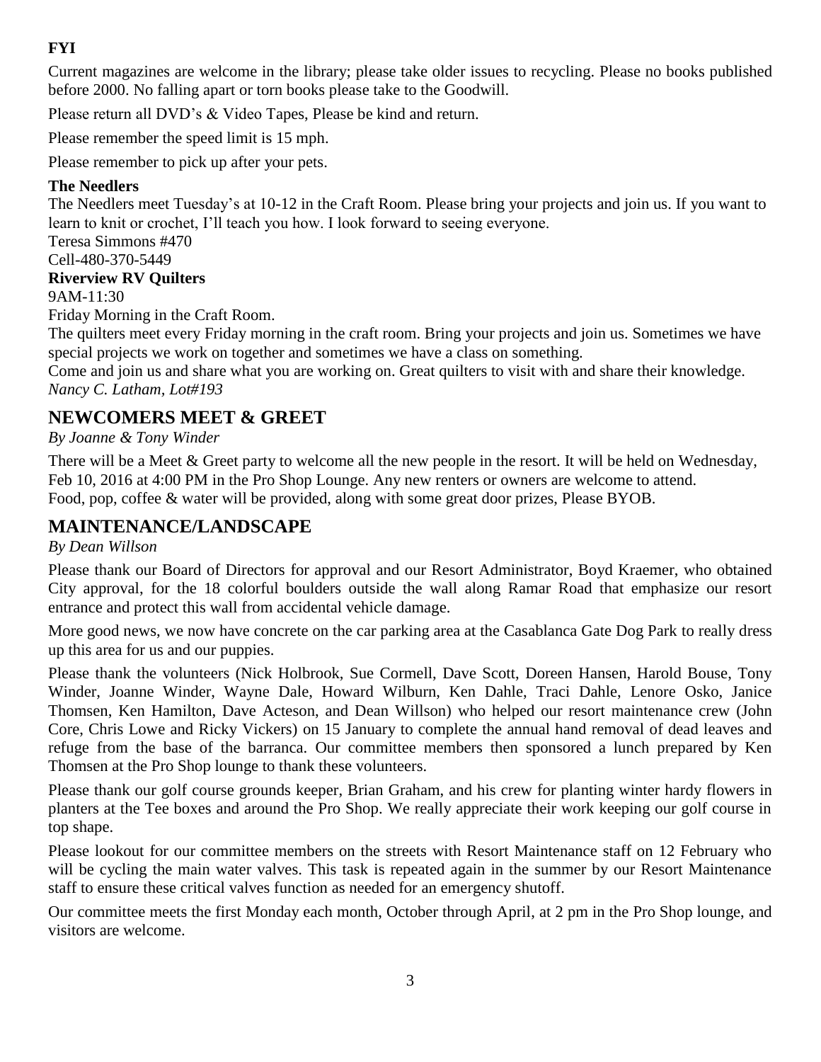**FYI**

Current magazines are welcome in the library; please take older issues to recycling. Please no books published before 2000. No falling apart or torn books please take to the Goodwill.

Please return all DVD's & Video Tapes, Please be kind and return.

Please remember the speed limit is 15 mph.

Please remember to pick up after your pets.

**The Needlers**

The Needlers meet Tuesday's at 10-12 in the Craft Room. Please bring your projects and join us. If you want to learn to knit or crochet, I'll teach you how. I look forward to seeing everyone.
Teresa Simmons #470
Cell-480-370-5449

**Riverview RV Quilters**

9AM-11:30
Friday Morning in the Craft Room.
The quilters meet every Friday morning in the craft room. Bring your projects and join us. Sometimes we have special projects we work on together and sometimes we have a class on something.
Come and join us and share what you are working on. Great quilters to visit with and share their knowledge.
*Nancy C. Latham, Lot#193*

## NEWCOMERS MEET & GREET

*By Joanne & Tony Winder*

There will be a Meet & Greet party to welcome all the new people in the resort. It will be held on Wednesday, Feb 10, 2016 at 4:00 PM in the Pro Shop Lounge. Any new renters or owners are welcome to attend.
Food, pop, coffee & water will be provided, along with some great door prizes, Please BYOB.

## MAINTENANCE/LANDSCAPE

*By Dean Willson*

Please thank our Board of Directors for approval and our Resort Administrator, Boyd Kraemer, who obtained City approval, for the 18 colorful boulders outside the wall along Ramar Road that emphasize our resort entrance and protect this wall from accidental vehicle damage.

More good news, we now have concrete on the car parking area at the Casablanca Gate Dog Park to really dress up this area for us and our puppies.

Please thank the volunteers (Nick Holbrook, Sue Cormell, Dave Scott, Doreen Hansen, Harold Bouse, Tony Winder, Joanne Winder, Wayne Dale, Howard Wilburn, Ken Dahle, Traci Dahle, Lenore Osko, Janice Thomsen, Ken Hamilton, Dave Acteson, and Dean Willson) who helped our resort maintenance crew (John Core, Chris Lowe and Ricky Vickers) on 15 January to complete the annual hand removal of dead leaves and refuge from the base of the barranca. Our committee members then sponsored a lunch prepared by Ken Thomsen at the Pro Shop lounge to thank these volunteers.

Please thank our golf course grounds keeper, Brian Graham, and his crew for planting winter hardy flowers in planters at the Tee boxes and around the Pro Shop. We really appreciate their work keeping our golf course in top shape.

Please lookout for our committee members on the streets with Resort Maintenance staff on 12 February who will be cycling the main water valves. This task is repeated again in the summer by our Resort Maintenance staff to ensure these critical valves function as needed for an emergency shutoff.

Our committee meets the first Monday each month, October through April, at 2 pm in the Pro Shop lounge, and visitors are welcome.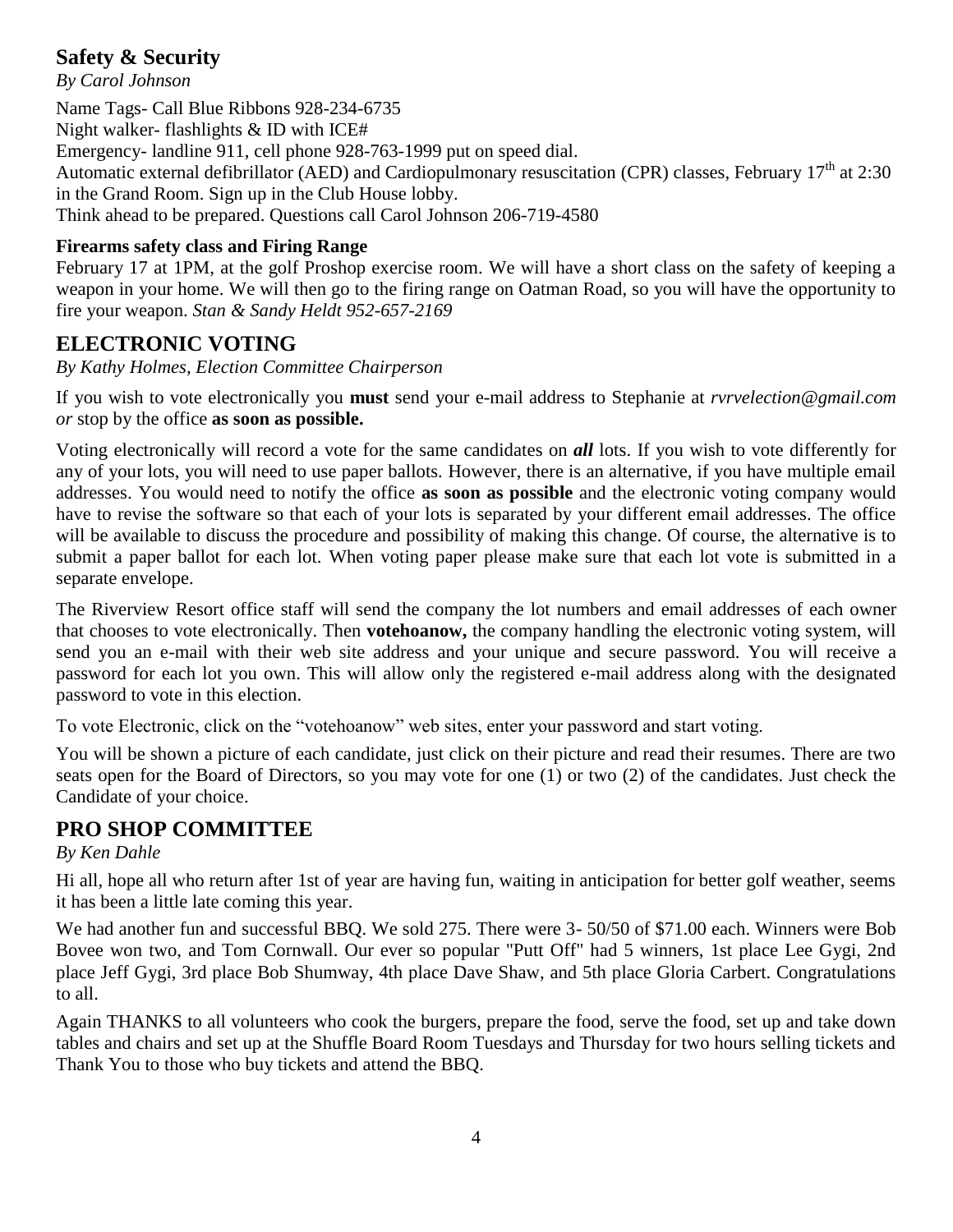## Safety & Security

*By Carol Johnson*

Name Tags- Call Blue Ribbons 928-234-6735
Night walker- flashlights & ID with ICE#
Emergency- landline 911, cell phone 928-763-1999 put on speed dial.
Automatic external defibrillator (AED) and Cardiopulmonary resuscitation (CPR) classes, February 17th at 2:30 in the Grand Room. Sign up in the Club House lobby.
Think ahead to be prepared. Questions call Carol Johnson 206-719-4580

**Firearms safety class and Firing Range**

February 17 at 1PM, at the golf Proshop exercise room. We will have a short class on the safety of keeping a weapon in your home. We will then go to the firing range on Oatman Road, so you will have the opportunity to fire your weapon. *Stan & Sandy Heldt 952-657-2169*

## ELECTRONIC VOTING

*By Kathy Holmes, Election Committee Chairperson*

If you wish to vote electronically you **must** send your e-mail address to Stephanie at *rvrvelection@gmail.com or* stop by the office **as soon as possible.**

Voting electronically will record a vote for the same candidates on ***all*** lots. If you wish to vote differently for any of your lots, you will need to use paper ballots. However, there is an alternative, if you have multiple email addresses. You would need to notify the office **as soon as possible** and the electronic voting company would have to revise the software so that each of your lots is separated by your different email addresses. The office will be available to discuss the procedure and possibility of making this change. Of course, the alternative is to submit a paper ballot for each lot. When voting paper please make sure that each lot vote is submitted in a separate envelope.

The Riverview Resort office staff will send the company the lot numbers and email addresses of each owner that chooses to vote electronically. Then **votehoanow,** the company handling the electronic voting system, will send you an e-mail with their web site address and your unique and secure password. You will receive a password for each lot you own. This will allow only the registered e-mail address along with the designated password to vote in this election.

To vote Electronic, click on the "votehoanow" web sites, enter your password and start voting.

You will be shown a picture of each candidate, just click on their picture and read their resumes. There are two seats open for the Board of Directors, so you may vote for one (1) or two (2) of the candidates. Just check the Candidate of your choice.

## PRO SHOP COMMITTEE

*By Ken Dahle*

Hi all, hope all who return after 1st of year are having fun, waiting in anticipation for better golf weather, seems it has been a little late coming this year.

We had another fun and successful BBQ. We sold 275. There were 3- 50/50 of $71.00 each. Winners were Bob Bovee won two, and Tom Cornwall. Our ever so popular "Putt Off" had 5 winners, 1st place Lee Gygi, 2nd place Jeff Gygi, 3rd place Bob Shumway, 4th place Dave Shaw, and 5th place Gloria Carbert. Congratulations to all.

Again THANKS to all volunteers who cook the burgers, prepare the food, serve the food, set up and take down tables and chairs and set up at the Shuffle Board Room Tuesdays and Thursday for two hours selling tickets and Thank You to those who buy tickets and attend the BBQ.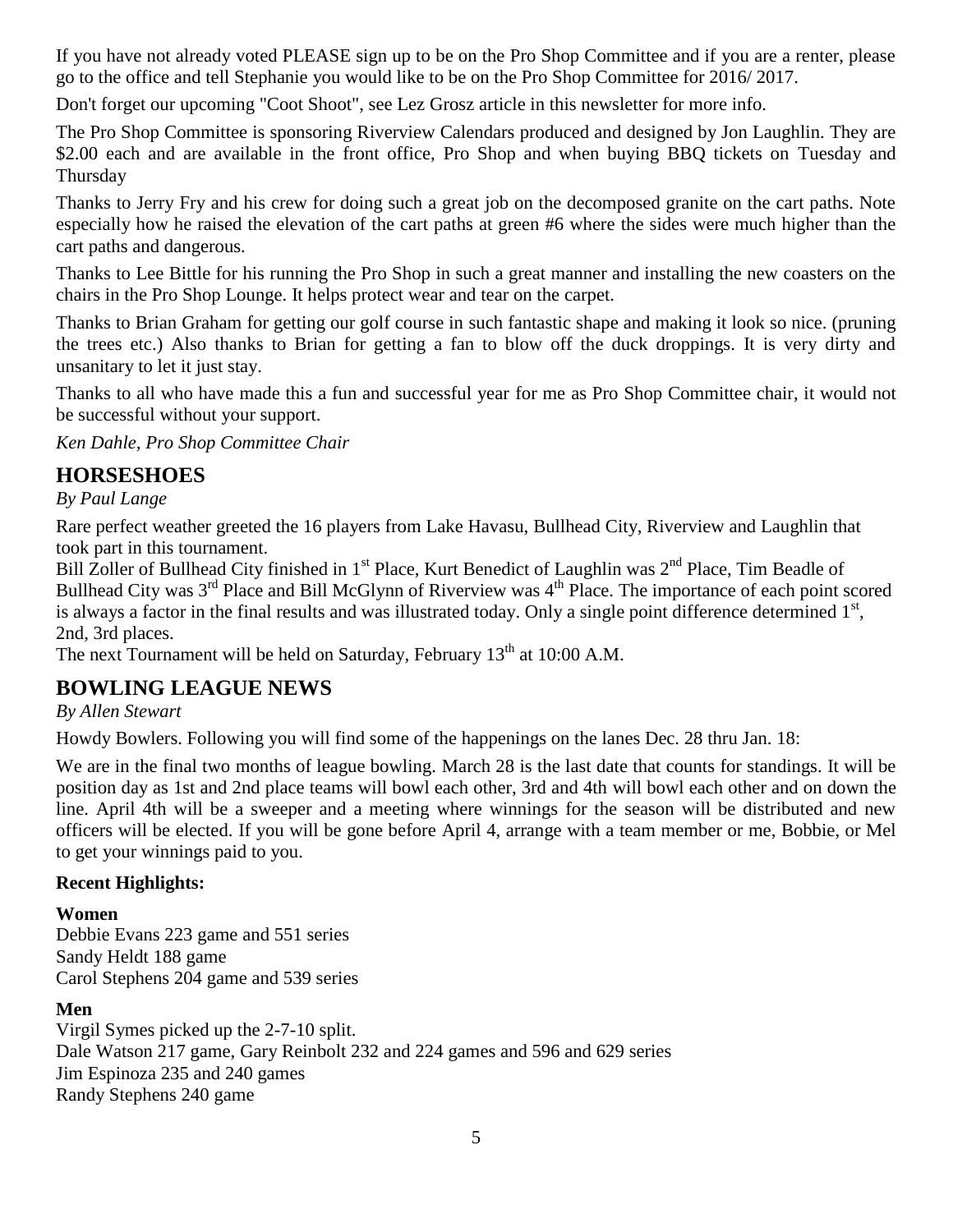If you have not already voted PLEASE sign up to be on the Pro Shop Committee and if you are a renter, please go to the office and tell Stephanie you would like to be on the Pro Shop Committee for 2016/ 2017.

Don't forget our upcoming "Coot Shoot", see Lez Grosz article in this newsletter for more info.

The Pro Shop Committee is sponsoring Riverview Calendars produced and designed by Jon Laughlin. They are $2.00 each and are available in the front office, Pro Shop and when buying BBQ tickets on Tuesday and Thursday

Thanks to Jerry Fry and his crew for doing such a great job on the decomposed granite on the cart paths. Note especially how he raised the elevation of the cart paths at green #6 where the sides were much higher than the cart paths and dangerous.

Thanks to Lee Bittle for his running the Pro Shop in such a great manner and installing the new coasters on the chairs in the Pro Shop Lounge. It helps protect wear and tear on the carpet.

Thanks to Brian Graham for getting our golf course in such fantastic shape and making it look so nice. (pruning the trees etc.) Also thanks to Brian for getting a fan to blow off the duck droppings. It is very dirty and unsanitary to let it just stay.

Thanks to all who have made this a fun and successful year for me as Pro Shop Committee chair, it would not be successful without your support.

*Ken Dahle, Pro Shop Committee Chair*

## HORSESHOES

*By Paul Lange*

Rare perfect weather greeted the 16 players from Lake Havasu, Bullhead City, Riverview and Laughlin that took part in this tournament.

Bill Zoller of Bullhead City finished in 1st Place, Kurt Benedict of Laughlin was 2nd Place, Tim Beadle of Bullhead City was 3rd Place and Bill McGlynn of Riverview was 4th Place. The importance of each point scored is always a factor in the final results and was illustrated today. Only a single point difference determined 1st, 2nd, 3rd places.

The next Tournament will be held on Saturday, February 13th at 10:00 A.M.

## BOWLING LEAGUE NEWS

*By Allen Stewart*

Howdy Bowlers. Following you will find some of the happenings on the lanes Dec. 28 thru Jan. 18:

We are in the final two months of league bowling. March 28 is the last date that counts for standings. It will be position day as 1st and 2nd place teams will bowl each other, 3rd and 4th will bowl each other and on down the line. April 4th will be a sweeper and a meeting where winnings for the season will be distributed and new officers will be elected. If you will be gone before April 4, arrange with a team member or me, Bobbie, or Mel to get your winnings paid to you.

**Recent Highlights:**

**Women**

Debbie Evans 223 game and 551 series
Sandy Heldt 188 game
Carol Stephens 204 game and 539 series

**Men**

Virgil Symes picked up the 2-7-10 split.
Dale Watson 217 game, Gary Reinbolt 232 and 224 games and 596 and 629 series
Jim Espinoza 235 and 240 games
Randy Stephens 240 game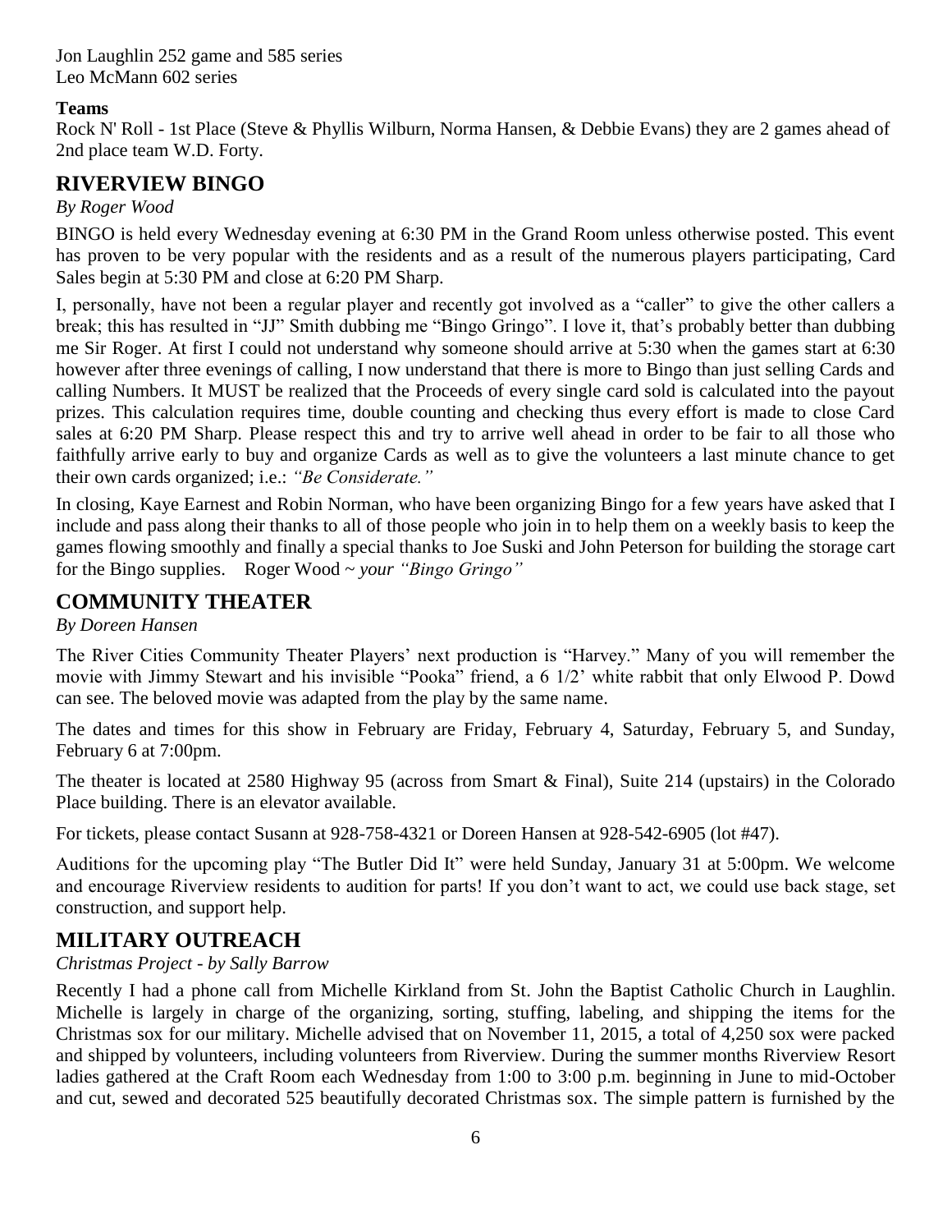Jon Laughlin 252 game and 585 series
Leo McMann 602 series

**Teams**

Rock N' Roll - 1st Place (Steve & Phyllis Wilburn, Norma Hansen, & Debbie Evans) they are 2 games ahead of 2nd place team W.D. Forty.

## RIVERVIEW BINGO

*By Roger Wood*

BINGO is held every Wednesday evening at 6:30 PM in the Grand Room unless otherwise posted. This event has proven to be very popular with the residents and as a result of the numerous players participating, Card Sales begin at 5:30 PM and close at 6:20 PM Sharp.

I, personally, have not been a regular player and recently got involved as a "caller" to give the other callers a break; this has resulted in "JJ" Smith dubbing me "Bingo Gringo". I love it, that's probably better than dubbing me Sir Roger. At first I could not understand why someone should arrive at 5:30 when the games start at 6:30 however after three evenings of calling, I now understand that there is more to Bingo than just selling Cards and calling Numbers. It MUST be realized that the Proceeds of every single card sold is calculated into the payout prizes. This calculation requires time, double counting and checking thus every effort is made to close Card sales at 6:20 PM Sharp. Please respect this and try to arrive well ahead in order to be fair to all those who faithfully arrive early to buy and organize Cards as well as to give the volunteers a last minute chance to get their own cards organized; i.e.: *"Be Considerate."*

In closing, Kaye Earnest and Robin Norman, who have been organizing Bingo for a few years have asked that I include and pass along their thanks to all of those people who join in to help them on a weekly basis to keep the games flowing smoothly and finally a special thanks to Joe Suski and John Peterson for building the storage cart for the Bingo supplies. Roger Wood ~ *your "Bingo Gringo"*

## COMMUNITY THEATER

*By Doreen Hansen*

The River Cities Community Theater Players' next production is "Harvey." Many of you will remember the movie with Jimmy Stewart and his invisible "Pooka" friend, a 6 1/2' white rabbit that only Elwood P. Dowd can see. The beloved movie was adapted from the play by the same name.

The dates and times for this show in February are Friday, February 4, Saturday, February 5, and Sunday, February 6 at 7:00pm.

The theater is located at 2580 Highway 95 (across from Smart & Final), Suite 214 (upstairs) in the Colorado Place building. There is an elevator available.

For tickets, please contact Susann at 928-758-4321 or Doreen Hansen at 928-542-6905 (lot #47).

Auditions for the upcoming play "The Butler Did It" were held Sunday, January 31 at 5:00pm. We welcome and encourage Riverview residents to audition for parts! If you don't want to act, we could use back stage, set construction, and support help.

## MILITARY OUTREACH

*Christmas Project - by Sally Barrow*

Recently I had a phone call from Michelle Kirkland from St. John the Baptist Catholic Church in Laughlin. Michelle is largely in charge of the organizing, sorting, stuffing, labeling, and shipping the items for the Christmas sox for our military. Michelle advised that on November 11, 2015, a total of 4,250 sox were packed and shipped by volunteers, including volunteers from Riverview. During the summer months Riverview Resort ladies gathered at the Craft Room each Wednesday from 1:00 to 3:00 p.m. beginning in June to mid-October and cut, sewed and decorated 525 beautifully decorated Christmas sox. The simple pattern is furnished by the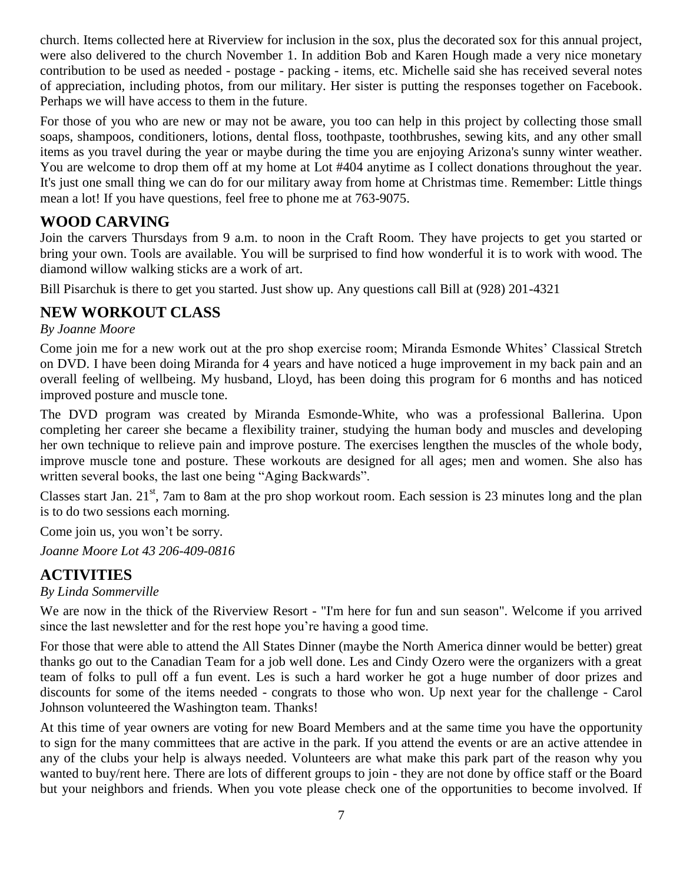church. Items collected here at Riverview for inclusion in the sox, plus the decorated sox for this annual project, were also delivered to the church November 1. In addition Bob and Karen Hough made a very nice monetary contribution to be used as needed - postage - packing - items, etc. Michelle said she has received several notes of appreciation, including photos, from our military. Her sister is putting the responses together on Facebook. Perhaps we will have access to them in the future.

For those of you who are new or may not be aware, you too can help in this project by collecting those small soaps, shampoos, conditioners, lotions, dental floss, toothpaste, toothbrushes, sewing kits, and any other small items as you travel during the year or maybe during the time you are enjoying Arizona's sunny winter weather. You are welcome to drop them off at my home at Lot #404 anytime as I collect donations throughout the year. It's just one small thing we can do for our military away from home at Christmas time. Remember: Little things mean a lot! If you have questions, feel free to phone me at 763-9075.

## WOOD CARVING

Join the carvers Thursdays from 9 a.m. to noon in the Craft Room. They have projects to get you started or bring your own. Tools are available. You will be surprised to find how wonderful it is to work with wood. The diamond willow walking sticks are a work of art.

Bill Pisarchuk is there to get you started. Just show up. Any questions call Bill at (928) 201-4321

## NEW WORKOUT CLASS

*By Joanne Moore*

Come join me for a new work out at the pro shop exercise room; Miranda Esmonde Whites' Classical Stretch on DVD. I have been doing Miranda for 4 years and have noticed a huge improvement in my back pain and an overall feeling of wellbeing. My husband, Lloyd, has been doing this program for 6 months and has noticed improved posture and muscle tone.

The DVD program was created by Miranda Esmonde-White, who was a professional Ballerina. Upon completing her career she became a flexibility trainer, studying the human body and muscles and developing her own technique to relieve pain and improve posture. The exercises lengthen the muscles of the whole body, improve muscle tone and posture. These workouts are designed for all ages; men and women. She also has written several books, the last one being "Aging Backwards".

Classes start Jan. 21st, 7am to 8am at the pro shop workout room. Each session is 23 minutes long and the plan is to do two sessions each morning.

Come join us, you won't be sorry.

*Joanne Moore Lot 43 206-409-0816*

## ACTIVITIES

*By Linda Sommerville*

We are now in the thick of the Riverview Resort - "I'm here for fun and sun season". Welcome if you arrived since the last newsletter and for the rest hope you're having a good time.

For those that were able to attend the All States Dinner (maybe the North America dinner would be better) great thanks go out to the Canadian Team for a job well done. Les and Cindy Ozero were the organizers with a great team of folks to pull off a fun event. Les is such a hard worker he got a huge number of door prizes and discounts for some of the items needed - congrats to those who won. Up next year for the challenge - Carol Johnson volunteered the Washington team. Thanks!

At this time of year owners are voting for new Board Members and at the same time you have the opportunity to sign for the many committees that are active in the park. If you attend the events or are an active attendee in any of the clubs your help is always needed. Volunteers are what make this park part of the reason why you wanted to buy/rent here. There are lots of different groups to join - they are not done by office staff or the Board but your neighbors and friends. When you vote please check one of the opportunities to become involved. If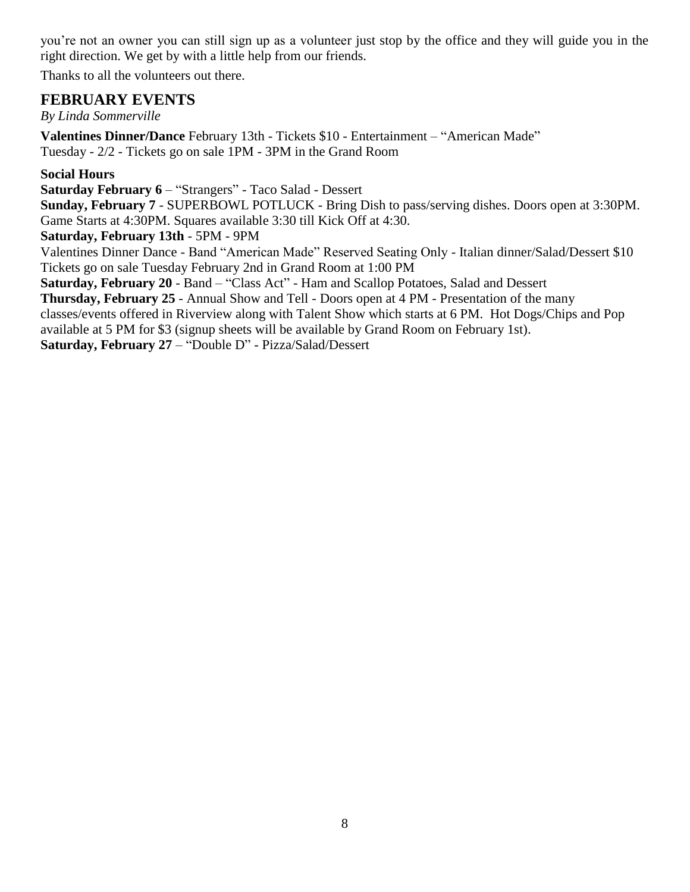you're not an owner you can still sign up as a volunteer just stop by the office and they will guide you in the right direction. We get by with a little help from our friends.

Thanks to all the volunteers out there.

## FEBRUARY EVENTS

*By Linda Sommerville*

**Valentines Dinner/Dance** February 13th - Tickets $10 - Entertainment – "American Made"
Tuesday - 2/2 - Tickets go on sale 1PM - 3PM in the Grand Room

**Social Hours**

**Saturday February 6** – "Strangers" - Taco Salad - Dessert

**Sunday, February 7** - SUPERBOWL POTLUCK - Bring Dish to pass/serving dishes. Doors open at 3:30PM. Game Starts at 4:30PM. Squares available 3:30 till Kick Off at 4:30.

**Saturday, February 13th** - 5PM - 9PM
Valentines Dinner Dance - Band "American Made" Reserved Seating Only - Italian dinner/Salad/Dessert $10
Tickets go on sale Tuesday February 2nd in Grand Room at 1:00 PM

**Saturday, February 20** - Band – "Class Act" - Ham and Scallop Potatoes, Salad and Dessert

**Thursday, February 25** - Annual Show and Tell - Doors open at 4 PM - Presentation of the many classes/events offered in Riverview along with Talent Show which starts at 6 PM. Hot Dogs/Chips and Pop available at 5 PM for $3 (signup sheets will be available by Grand Room on February 1st).

**Saturday, February 27** – "Double D" - Pizza/Salad/Dessert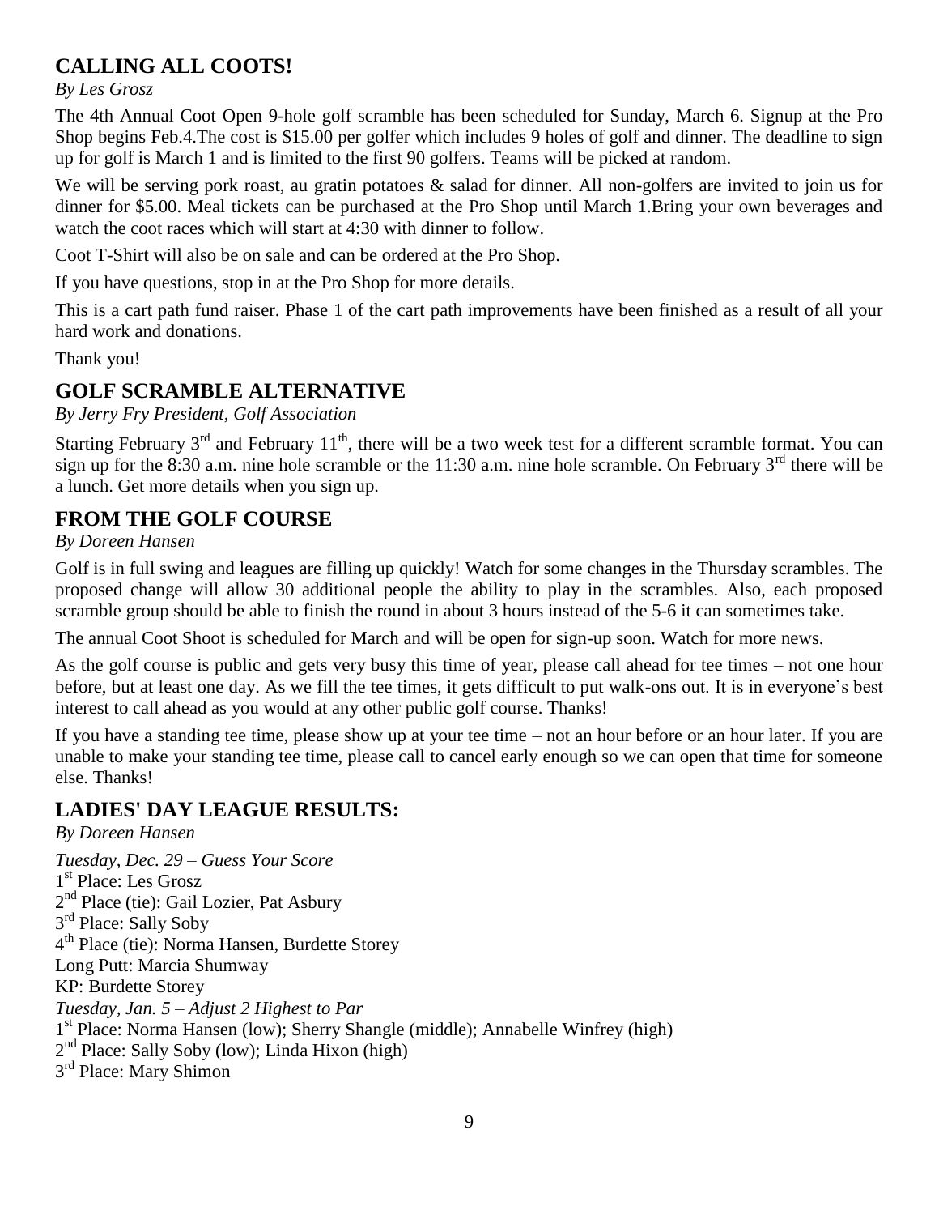## CALLING ALL COOTS!

*By Les Grosz*

The 4th Annual Coot Open 9-hole golf scramble has been scheduled for Sunday, March 6. Signup at the Pro Shop begins Feb.4.The cost is $15.00 per golfer which includes 9 holes of golf and dinner. The deadline to sign up for golf is March 1 and is limited to the first 90 golfers. Teams will be picked at random.

We will be serving pork roast, au gratin potatoes & salad for dinner. All non-golfers are invited to join us for dinner for $5.00. Meal tickets can be purchased at the Pro Shop until March 1.Bring your own beverages and watch the coot races which will start at 4:30 with dinner to follow.

Coot T-Shirt will also be on sale and can be ordered at the Pro Shop.

If you have questions, stop in at the Pro Shop for more details.

This is a cart path fund raiser. Phase 1 of the cart path improvements have been finished as a result of all your hard work and donations.

Thank you!

## GOLF SCRAMBLE ALTERNATIVE

*By Jerry Fry President, Golf Association*

Starting February 3rd and February 11th, there will be a two week test for a different scramble format. You can sign up for the 8:30 a.m. nine hole scramble or the 11:30 a.m. nine hole scramble. On February 3rd there will be a lunch. Get more details when you sign up.

## FROM THE GOLF COURSE

*By Doreen Hansen*

Golf is in full swing and leagues are filling up quickly! Watch for some changes in the Thursday scrambles. The proposed change will allow 30 additional people the ability to play in the scrambles. Also, each proposed scramble group should be able to finish the round in about 3 hours instead of the 5-6 it can sometimes take.

The annual Coot Shoot is scheduled for March and will be open for sign-up soon. Watch for more news.

As the golf course is public and gets very busy this time of year, please call ahead for tee times – not one hour before, but at least one day. As we fill the tee times, it gets difficult to put walk-ons out. It is in everyone's best interest to call ahead as you would at any other public golf course. Thanks!

If you have a standing tee time, please show up at your tee time – not an hour before or an hour later. If you are unable to make your standing tee time, please call to cancel early enough so we can open that time for someone else. Thanks!

## LADIES' DAY LEAGUE RESULTS:

*By Doreen Hansen*

*Tuesday, Dec. 29 – Guess Your Score*
1st Place: Les Grosz
2nd Place (tie): Gail Lozier, Pat Asbury
3rd Place: Sally Soby
4th Place (tie): Norma Hansen, Burdette Storey
Long Putt: Marcia Shumway
KP: Burdette Storey
*Tuesday, Jan. 5 – Adjust 2 Highest to Par*
1st Place: Norma Hansen (low); Sherry Shangle (middle); Annabelle Winfrey (high)
2nd Place: Sally Soby (low); Linda Hixon (high)
3rd Place: Mary Shimon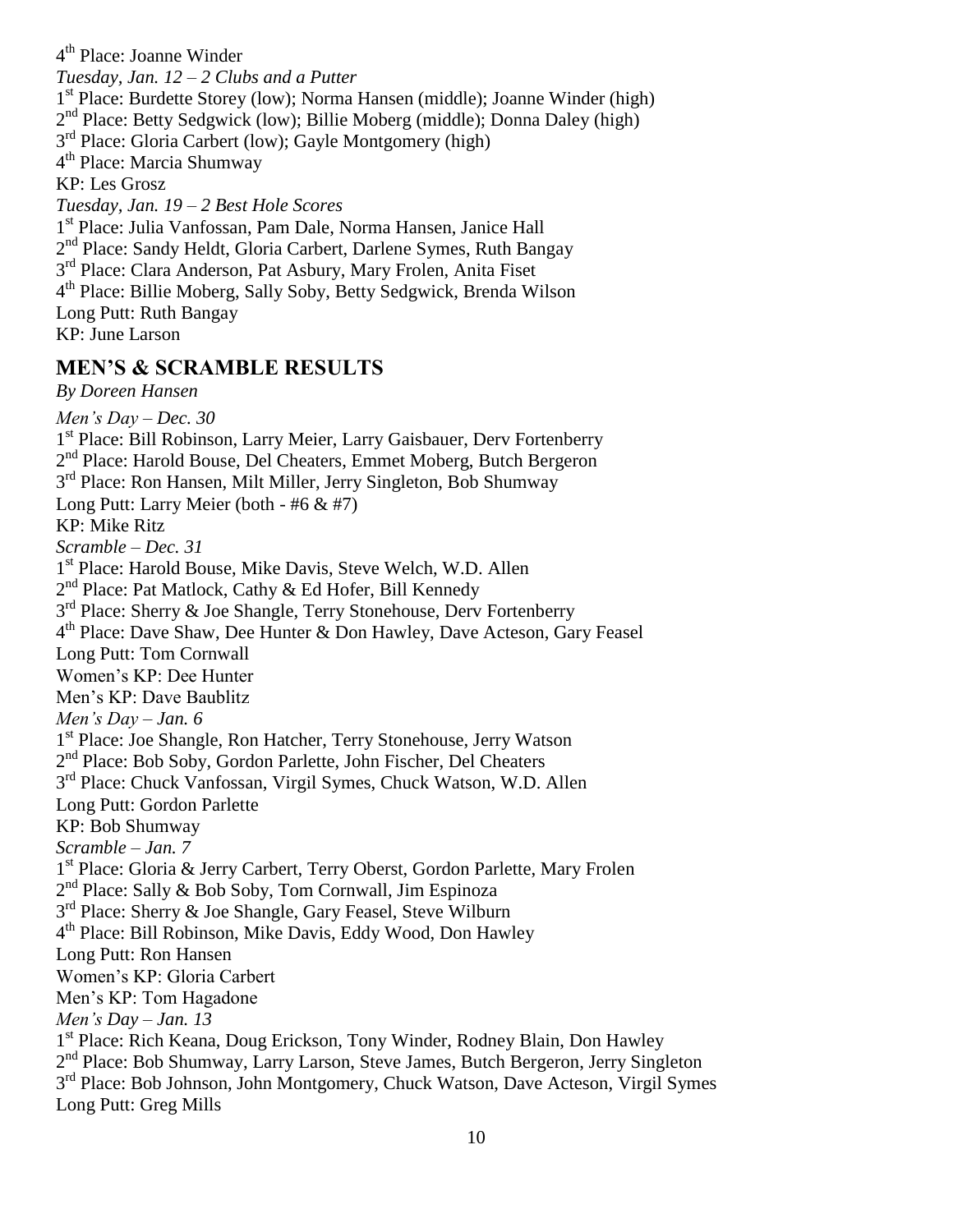4th Place: Joanne Winder

*Tuesday, Jan. 12 – 2 Clubs and a Putter*

1st Place: Burdette Storey (low); Norma Hansen (middle); Joanne Winder (high)

2nd Place: Betty Sedgwick (low); Billie Moberg (middle); Donna Daley (high)

3rd Place: Gloria Carbert (low); Gayle Montgomery (high)

4th Place: Marcia Shumway

KP: Les Grosz

*Tuesday, Jan. 19 – 2 Best Hole Scores*

1st Place: Julia Vanfossan, Pam Dale, Norma Hansen, Janice Hall

2nd Place: Sandy Heldt, Gloria Carbert, Darlene Symes, Ruth Bangay

3rd Place: Clara Anderson, Pat Asbury, Mary Frolen, Anita Fiset

4th Place: Billie Moberg, Sally Soby, Betty Sedgwick, Brenda Wilson

Long Putt: Ruth Bangay

KP: June Larson

## MEN'S & SCRAMBLE RESULTS

*By Doreen Hansen*

*Men's Day – Dec. 30*

1st Place: Bill Robinson, Larry Meier, Larry Gaisbauer, Derv Fortenberry

2nd Place: Harold Bouse, Del Cheaters, Emmet Moberg, Butch Bergeron

3rd Place: Ron Hansen, Milt Miller, Jerry Singleton, Bob Shumway

Long Putt: Larry Meier (both - #6 & #7)

KP: Mike Ritz

*Scramble – Dec. 31*

1st Place: Harold Bouse, Mike Davis, Steve Welch, W.D. Allen

2nd Place: Pat Matlock, Cathy & Ed Hofer, Bill Kennedy

3rd Place: Sherry & Joe Shangle, Terry Stonehouse, Derv Fortenberry

4th Place: Dave Shaw, Dee Hunter & Don Hawley, Dave Acteson, Gary Feasel

Long Putt: Tom Cornwall

Women's KP: Dee Hunter

Men's KP: Dave Baublitz

*Men's Day – Jan. 6*

1st Place: Joe Shangle, Ron Hatcher, Terry Stonehouse, Jerry Watson

2nd Place: Bob Soby, Gordon Parlette, John Fischer, Del Cheaters

3rd Place: Chuck Vanfossan, Virgil Symes, Chuck Watson, W.D. Allen

Long Putt: Gordon Parlette

KP: Bob Shumway

*Scramble – Jan. 7*

1st Place: Gloria & Jerry Carbert, Terry Oberst, Gordon Parlette, Mary Frolen

2nd Place: Sally & Bob Soby, Tom Cornwall, Jim Espinoza

3rd Place: Sherry & Joe Shangle, Gary Feasel, Steve Wilburn

4th Place: Bill Robinson, Mike Davis, Eddy Wood, Don Hawley

Long Putt: Ron Hansen

Women's KP: Gloria Carbert

Men's KP: Tom Hagadone

*Men's Day – Jan. 13*

1st Place: Rich Keana, Doug Erickson, Tony Winder, Rodney Blain, Don Hawley

2nd Place: Bob Shumway, Larry Larson, Steve James, Butch Bergeron, Jerry Singleton

3rd Place: Bob Johnson, John Montgomery, Chuck Watson, Dave Acteson, Virgil Symes

Long Putt: Greg Mills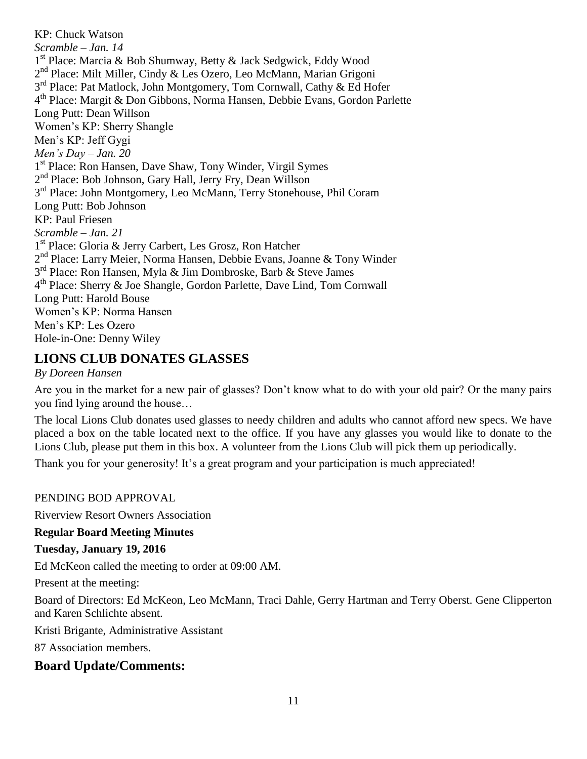KP: Chuck Watson

*Scramble – Jan. 14*

1st Place: Marcia & Bob Shumway, Betty & Jack Sedgwick, Eddy Wood

2nd Place: Milt Miller, Cindy & Les Ozero, Leo McMann, Marian Grigoni

3rd Place: Pat Matlock, John Montgomery, Tom Cornwall, Cathy & Ed Hofer

4th Place: Margit & Don Gibbons, Norma Hansen, Debbie Evans, Gordon Parlette

Long Putt: Dean Willson

Women's KP: Sherry Shangle

Men's KP: Jeff Gygi

*Men's Day – Jan. 20*

1st Place: Ron Hansen, Dave Shaw, Tony Winder, Virgil Symes

2nd Place: Bob Johnson, Gary Hall, Jerry Fry, Dean Willson

3rd Place: John Montgomery, Leo McMann, Terry Stonehouse, Phil Coram

Long Putt: Bob Johnson

KP: Paul Friesen

*Scramble – Jan. 21*

1st Place: Gloria & Jerry Carbert, Les Grosz, Ron Hatcher

2nd Place: Larry Meier, Norma Hansen, Debbie Evans, Joanne & Tony Winder

3rd Place: Ron Hansen, Myla & Jim Dombroske, Barb & Steve James

4th Place: Sherry & Joe Shangle, Gordon Parlette, Dave Lind, Tom Cornwall

Long Putt: Harold Bouse

Women's KP: Norma Hansen

Men's KP: Les Ozero

Hole-in-One: Denny Wiley

## LIONS CLUB DONATES GLASSES

*By Doreen Hansen*

Are you in the market for a new pair of glasses? Don't know what to do with your old pair? Or the many pairs you find lying around the house…

The local Lions Club donates used glasses to needy children and adults who cannot afford new specs. We have placed a box on the table located next to the office. If you have any glasses you would like to donate to the Lions Club, please put them in this box. A volunteer from the Lions Club will pick them up periodically.

Thank you for your generosity! It's a great program and your participation is much appreciated!

PENDING BOD APPROVAL

Riverview Resort Owners Association

**Regular Board Meeting Minutes**

**Tuesday, January 19, 2016**

Ed McKeon called the meeting to order at 09:00 AM.

Present at the meeting:

Board of Directors: Ed McKeon, Leo McMann, Traci Dahle, Gerry Hartman and Terry Oberst. Gene Clipperton and Karen Schlichte absent.

Kristi Brigante, Administrative Assistant

87 Association members.

## Board Update/Comments: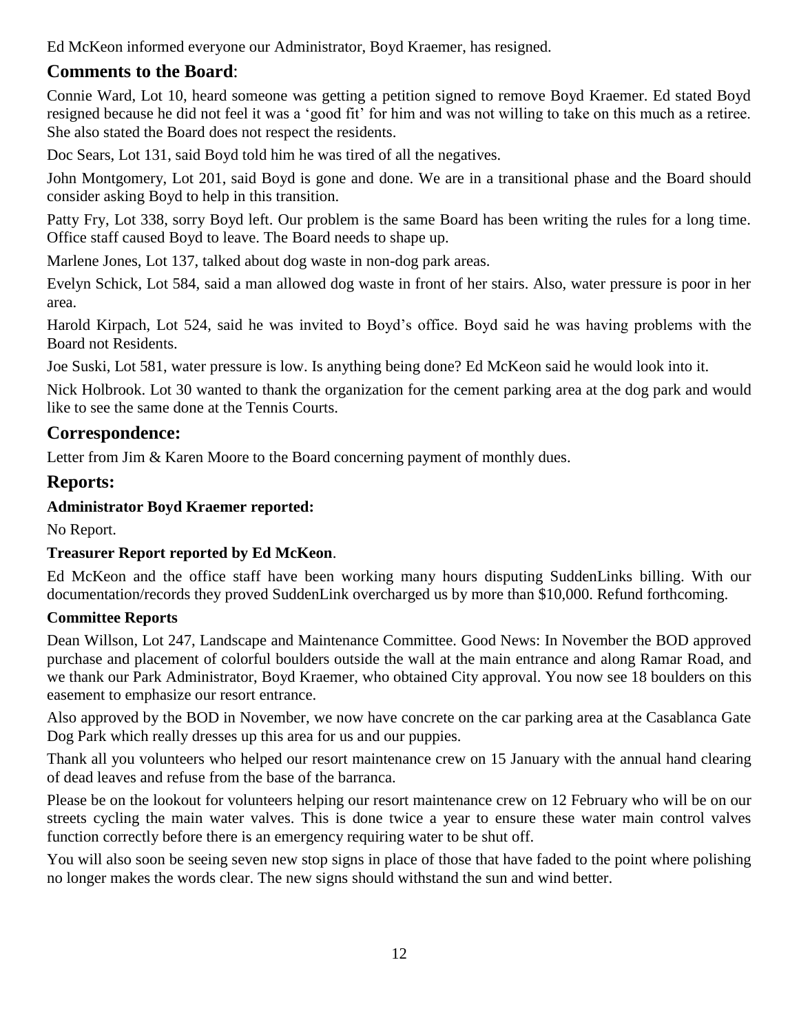Ed McKeon informed everyone our Administrator, Boyd Kraemer, has resigned.

## Comments to the Board:

Connie Ward, Lot 10, heard someone was getting a petition signed to remove Boyd Kraemer. Ed stated Boyd resigned because he did not feel it was a 'good fit' for him and was not willing to take on this much as a retiree. She also stated the Board does not respect the residents.

Doc Sears, Lot 131, said Boyd told him he was tired of all the negatives.

John Montgomery, Lot 201, said Boyd is gone and done. We are in a transitional phase and the Board should consider asking Boyd to help in this transition.

Patty Fry, Lot 338, sorry Boyd left. Our problem is the same Board has been writing the rules for a long time. Office staff caused Boyd to leave. The Board needs to shape up.

Marlene Jones, Lot 137, talked about dog waste in non-dog park areas.

Evelyn Schick, Lot 584, said a man allowed dog waste in front of her stairs. Also, water pressure is poor in her area.

Harold Kirpach, Lot 524, said he was invited to Boyd's office. Boyd said he was having problems with the Board not Residents.

Joe Suski, Lot 581, water pressure is low. Is anything being done? Ed McKeon said he would look into it.

Nick Holbrook. Lot 30 wanted to thank the organization for the cement parking area at the dog park and would like to see the same done at the Tennis Courts.

## Correspondence:

Letter from Jim & Karen Moore to the Board concerning payment of monthly dues.

## Reports:

**Administrator Boyd Kraemer reported:**

No Report.

**Treasurer Report reported by Ed McKeon**.

Ed McKeon and the office staff have been working many hours disputing SuddenLinks billing. With our documentation/records they proved SuddenLink overcharged us by more than $10,000. Refund forthcoming.

**Committee Reports**

Dean Willson, Lot 247, Landscape and Maintenance Committee. Good News: In November the BOD approved purchase and placement of colorful boulders outside the wall at the main entrance and along Ramar Road, and we thank our Park Administrator, Boyd Kraemer, who obtained City approval. You now see 18 boulders on this easement to emphasize our resort entrance.

Also approved by the BOD in November, we now have concrete on the car parking area at the Casablanca Gate Dog Park which really dresses up this area for us and our puppies.

Thank all you volunteers who helped our resort maintenance crew on 15 January with the annual hand clearing of dead leaves and refuse from the base of the barranca.

Please be on the lookout for volunteers helping our resort maintenance crew on 12 February who will be on our streets cycling the main water valves. This is done twice a year to ensure these water main control valves function correctly before there is an emergency requiring water to be shut off.

You will also soon be seeing seven new stop signs in place of those that have faded to the point where polishing no longer makes the words clear. The new signs should withstand the sun and wind better.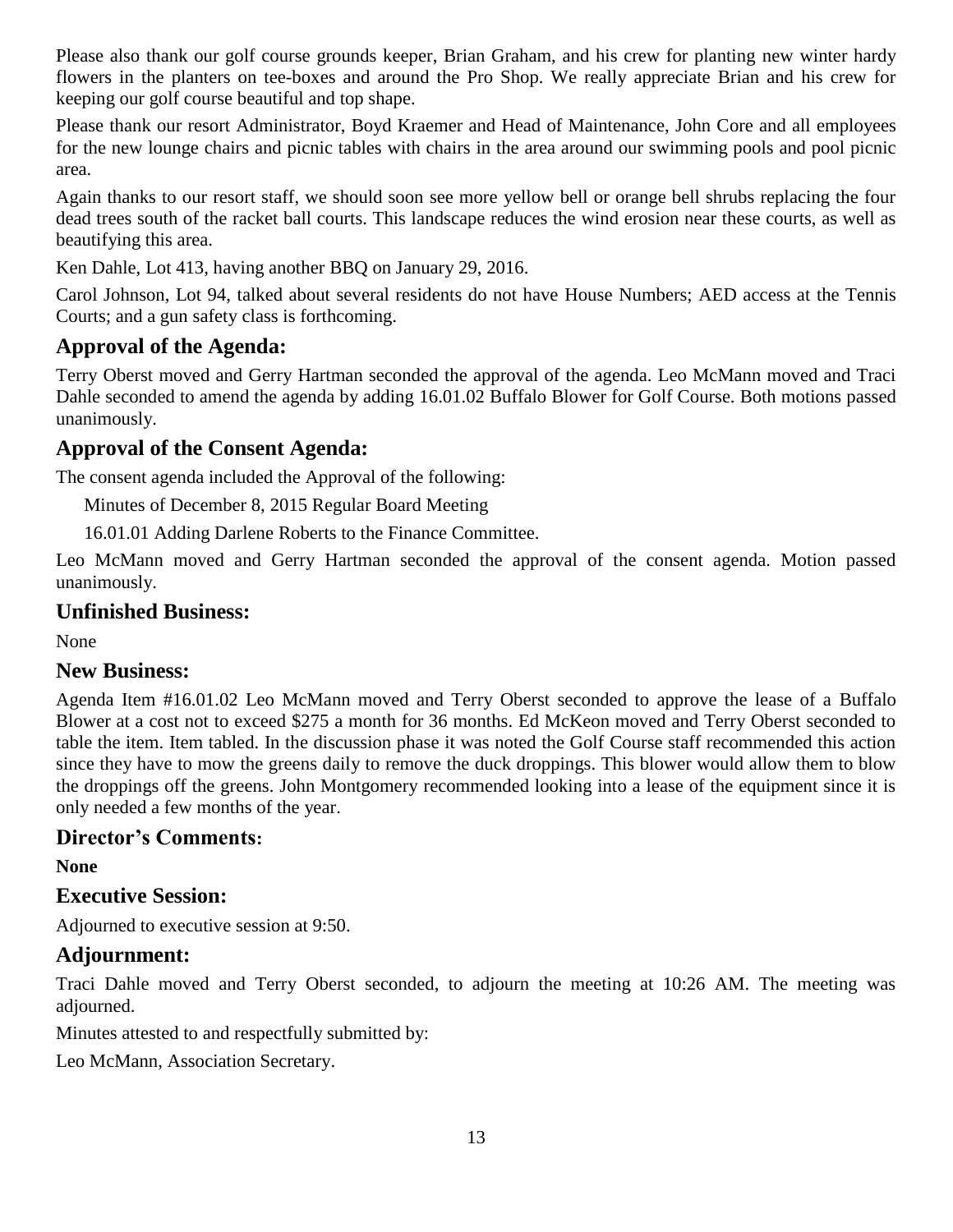Please also thank our golf course grounds keeper, Brian Graham, and his crew for planting new winter hardy flowers in the planters on tee-boxes and around the Pro Shop. We really appreciate Brian and his crew for keeping our golf course beautiful and top shape.

Please thank our resort Administrator, Boyd Kraemer and Head of Maintenance, John Core and all employees for the new lounge chairs and picnic tables with chairs in the area around our swimming pools and pool picnic area.

Again thanks to our resort staff, we should soon see more yellow bell or orange bell shrubs replacing the four dead trees south of the racket ball courts. This landscape reduces the wind erosion near these courts, as well as beautifying this area.

Ken Dahle, Lot 413, having another BBQ on January 29, 2016.

Carol Johnson, Lot 94, talked about several residents do not have House Numbers; AED access at the Tennis Courts; and a gun safety class is forthcoming.

## Approval of the Agenda:

Terry Oberst moved and Gerry Hartman seconded the approval of the agenda. Leo McMann moved and Traci Dahle seconded to amend the agenda by adding 16.01.02 Buffalo Blower for Golf Course. Both motions passed unanimously.

## Approval of the Consent Agenda:

The consent agenda included the Approval of the following:

Minutes of December 8, 2015 Regular Board Meeting

16.01.01 Adding Darlene Roberts to the Finance Committee.

Leo McMann moved and Gerry Hartman seconded the approval of the consent agenda. Motion passed unanimously.

## Unfinished Business:

None

## New Business:

Agenda Item #16.01.02 Leo McMann moved and Terry Oberst seconded to approve the lease of a Buffalo Blower at a cost not to exceed $275 a month for 36 months. Ed McKeon moved and Terry Oberst seconded to table the item. Item tabled. In the discussion phase it was noted the Golf Course staff recommended this action since they have to mow the greens daily to remove the duck droppings. This blower would allow them to blow the droppings off the greens. John Montgomery recommended looking into a lease of the equipment since it is only needed a few months of the year.

## Director's Comments:

**None**

## Executive Session:

Adjourned to executive session at 9:50.

## Adjournment:

Traci Dahle moved and Terry Oberst seconded, to adjourn the meeting at 10:26 AM. The meeting was adjourned.

Minutes attested to and respectfully submitted by:

Leo McMann, Association Secretary.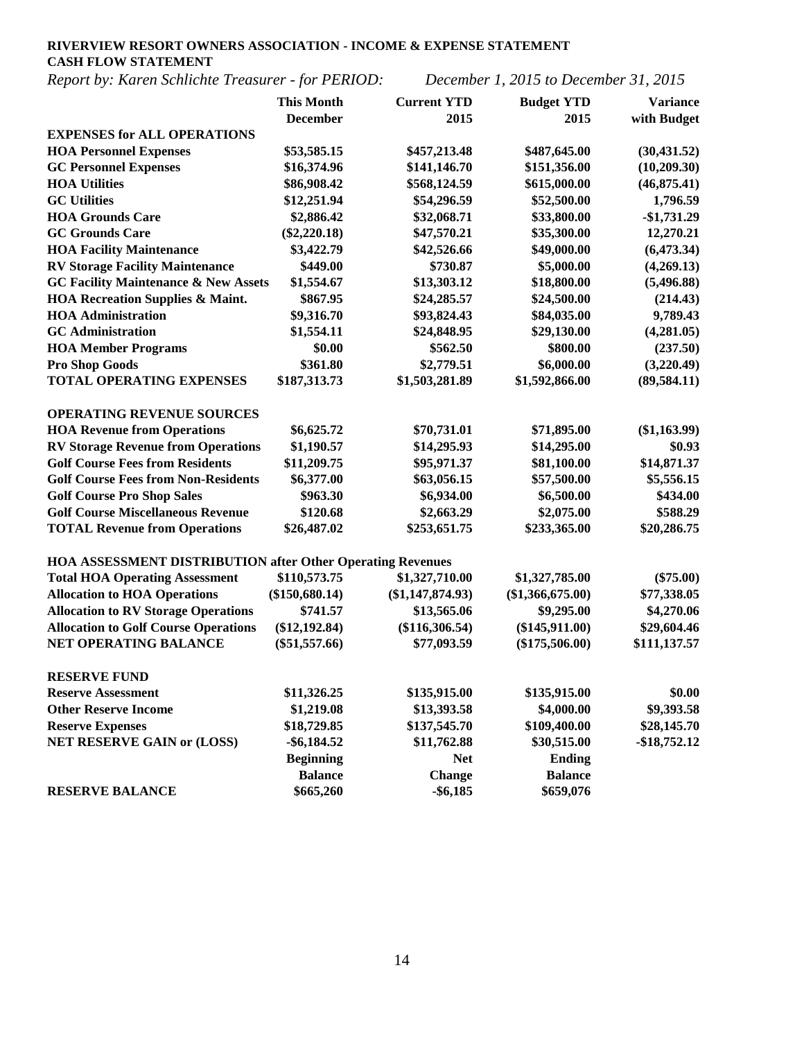**RIVERVIEW RESORT OWNERS ASSOCIATION - INCOME & EXPENSE STATEMENT**
**CASH FLOW STATEMENT**

*Report by: Karen Schlichte Treasurer - for PERIOD: December 1, 2015 to December 31, 2015*

| | This Month December | Current YTD 2015 | Budget YTD 2015 | Variance with Budget |
|---|---|---|---|---|
| **EXPENSES for ALL OPERATIONS** | | | | |
| **HOA Personnel Expenses** | $53,585.15 | $457,213.48 | $487,645.00 | (30,431.52) |
| **GC Personnel Expenses** | $16,374.96 | $141,146.70 | $151,356.00 | (10,209.30) |
| **HOA Utilities** | $86,908.42 | $568,124.59 | $615,000.00 | (46,875.41) |
| **GC Utilities** | $12,251.94 | $54,296.59 | $52,500.00 | 1,796.59 |
| **HOA Grounds Care** | $2,886.42 | $32,068.71 | $33,800.00 | -$1,731.29 |
| **GC Grounds Care** | ($2,220.18) | $47,570.21 | $35,300.00 | 12,270.21 |
| **HOA Facility Maintenance** | $3,422.79 | $42,526.66 | $49,000.00 | (6,473.34) |
| **RV Storage Facility Maintenance** | $449.00 | $730.87 | $5,000.00 | (4,269.13) |
| **GC Facility Maintenance & New Assets** | $1,554.67 | $13,303.12 | $18,800.00 | (5,496.88) |
| **HOA Recreation Supplies & Maint.** | $867.95 | $24,285.57 | $24,500.00 | (214.43) |
| **HOA Administration** | $9,316.70 | $93,824.43 | $84,035.00 | 9,789.43 |
| **GC Administration** | $1,554.11 | $24,848.95 | $29,130.00 | (4,281.05) |
| **HOA Member Programs** | $0.00 | $562.50 | $800.00 | (237.50) |
| **Pro Shop Goods** | $361.80 | $2,779.51 | $6,000.00 | (3,220.49) |
| **TOTAL OPERATING EXPENSES** | $187,313.73 | $1,503,281.89 | $1,592,866.00 | (89,584.11) |
| | | | | |
| **OPERATING REVENUE SOURCES** | | | | |
| **HOA Revenue from Operations** | $6,625.72 | $70,731.01 | $71,895.00 | ($1,163.99) |
| **RV Storage Revenue from Operations** | $1,190.57 | $14,295.93 | $14,295.00 | $0.93 |
| **Golf Course Fees from Residents** | $11,209.75 | $95,971.37 | $81,100.00 | $14,871.37 |
| **Golf Course Fees from Non-Residents** | $6,377.00 | $63,056.15 | $57,500.00 | $5,556.15 |
| **Golf Course Pro Shop Sales** | $963.30 | $6,934.00 | $6,500.00 | $434.00 |
| **Golf Course Miscellaneous Revenue** | $120.68 | $2,663.29 | $2,075.00 | $588.29 |
| **TOTAL Revenue from Operations** | $26,487.02 | $253,651.75 | $233,365.00 | $20,286.75 |
| | | | | |
| **HOA ASSESSMENT DISTRIBUTION after Other Operating Revenues** | | | | |
| **Total HOA Operating Assessment** | $110,573.75 | $1,327,710.00 | $1,327,785.00 | ($75.00) |
| **Allocation to HOA Operations** | ($150,680.14) | ($1,147,874.93) | ($1,366,675.00) | $77,338.05 |
| **Allocation to RV Storage Operations** | $741.57 | $13,565.06 | $9,295.00 | $4,270.06 |
| **Allocation to Golf Course Operations** | ($12,192.84) | ($116,306.54) | ($145,911.00) | $29,604.46 |
| **NET OPERATING BALANCE** | ($51,557.66) | $77,093.59 | ($175,506.00) | $111,137.57 |
| | | | | |
| **RESERVE FUND** | | | | |
| **Reserve Assessment** | $11,326.25 | $135,915.00 | $135,915.00 | $0.00 |
| **Other Reserve Income** | $1,219.08 | $13,393.58 | $4,000.00 | $9,393.58 |
| **Reserve Expenses** | $18,729.85 | $137,545.70 | $109,400.00 | $28,145.70 |
| **NET RESERVE GAIN or (LOSS)** | -$6,184.52 | $11,762.88 | $30,515.00 | -$18,752.12 |
| | **Beginning Balance** | **Net Change** | **Ending Balance** | |
| **RESERVE BALANCE** | $665,260 | -$6,185 | $659,076 | |